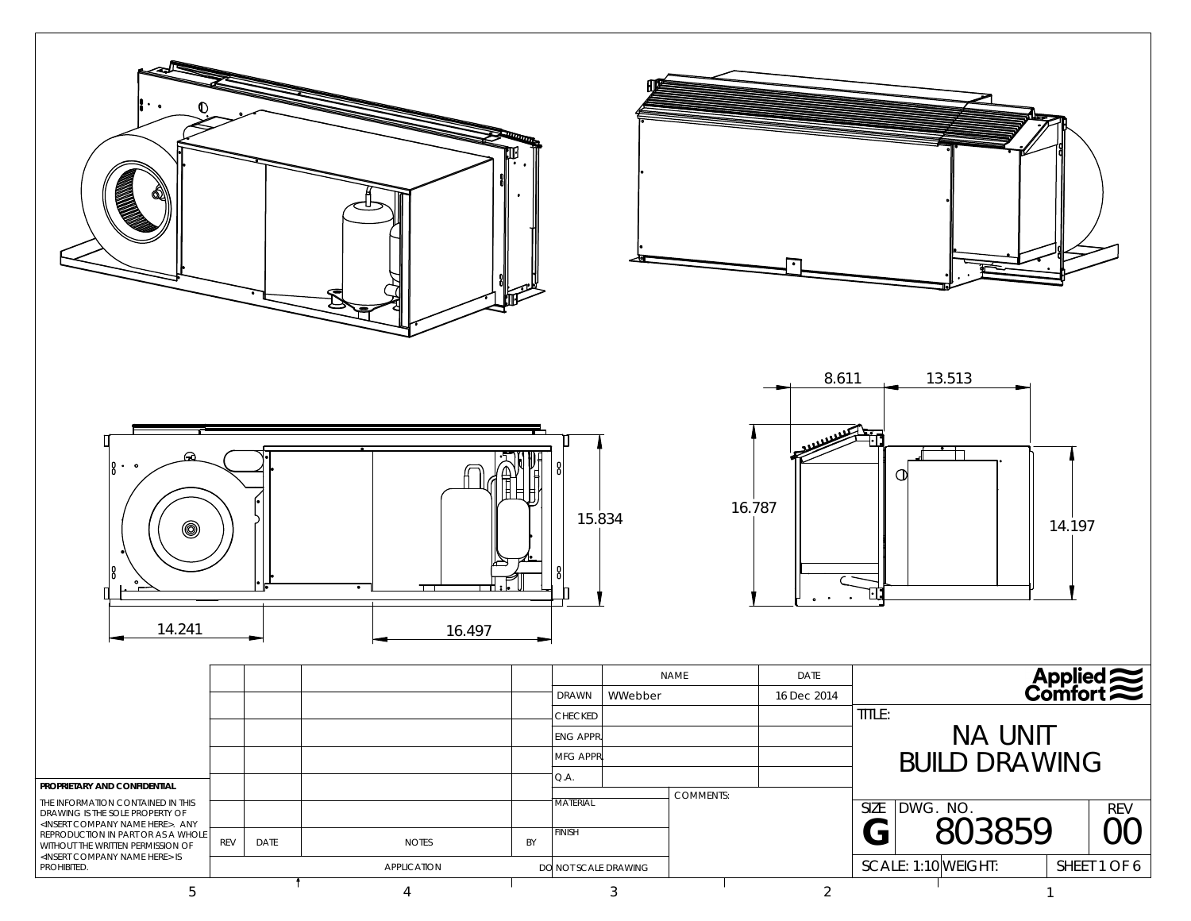8.611 13.513

15.834 16.787 14.197

14.241 16.497

| | NAME | DATE |
|---|---|---|
| DRAWN | WWebber | 16 Dec 2014 |
| CHECKED | | |
| ENG APPR. | | |
| MFG APPR. | | |
| Q.A. | | |

| REV | DATE | NOTES | BY |
|---|---|---|---|

APPLICATION

MATERIAL

FINISH

COMMENTS:

DO NOT SCALE DRAWING

**PROPRIETARY AND CONFIDENTIAL**

THE INFORMATION CONTAINED IN THIS DRAWING IS THE SOLE PROPERTY OF <INSERT COMPANY NAME HERE>. ANY REPRODUCTION IN PART OR AS A WHOLE WITHOUT THE WRITTEN PERMISSION OF <INSERT COMPANY NAME HERE> IS PROHIBITED.

Applied Comfort

TITLE:

# NA UNIT BUILD DRAWING

| SIZE | DWG. NO. | REV |
|---|---|---|
| G | 803859 | 00 |

SCALE: 1:10 WEIGHT: SHEET 1 OF 6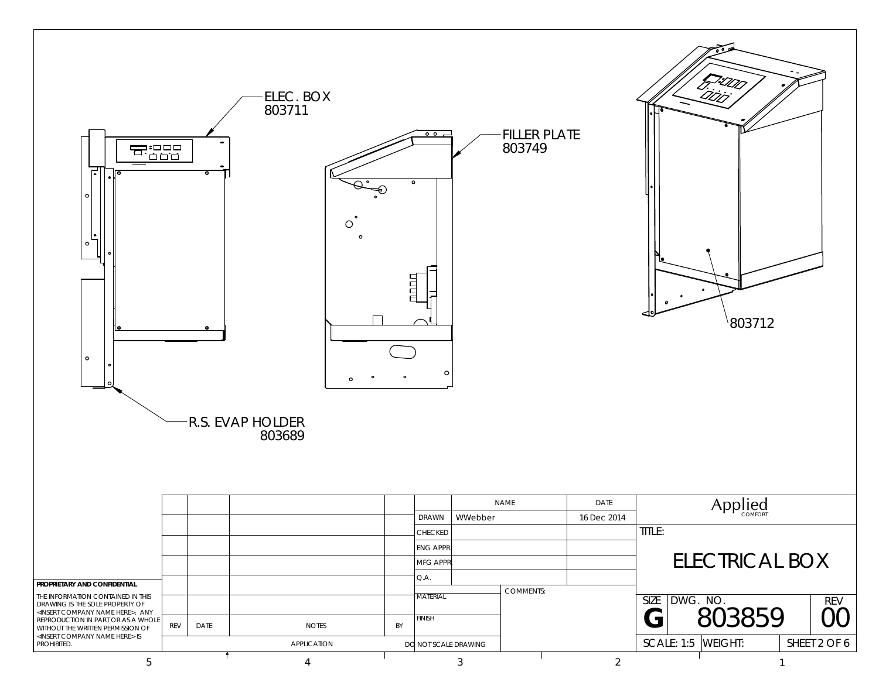ELEC. BOX
803711

FILLER PLATE
803749

803712

R.S. EVAP HOLDER
803689

| | | | | | NAME | DATE |
|---|---|---|---|---|---|---|
| | | | | DRAWN | WWebber | 16 Dec 2014 |
| | | | | CHECKED | | |
| | | | | ENG APPR. | | |
| | | | | MFG APPR. | | |
| | | | | Q.A. | | |
| | | | | MATERIAL | COMMENTS: | |
| REV | DATE | NOTES | BY | FINISH | | |
| | | APPLICATION | | DO NOT SCALE DRAWING | | |

**PROPRIETARY AND CONFIDENTIAL**

THE INFORMATION CONTAINED IN THIS DRAWING IS THE SOLE PROPERTY OF <INSERT COMPANY NAME HERE>. ANY REPRODUCTION IN PART OR AS A WHOLE WITHOUT THE WRITTEN PERMISSION OF <INSERT COMPANY NAME HERE> IS PROHIBITED.

Applied COMFORT

TITLE:

# ELECTRICAL BOX

| SIZE | DWG. NO. | REV |
|---|---|---|
| G | 803859 | 00 |
| SCALE: 1:5 | WEIGHT: | SHEET 2 OF 6 |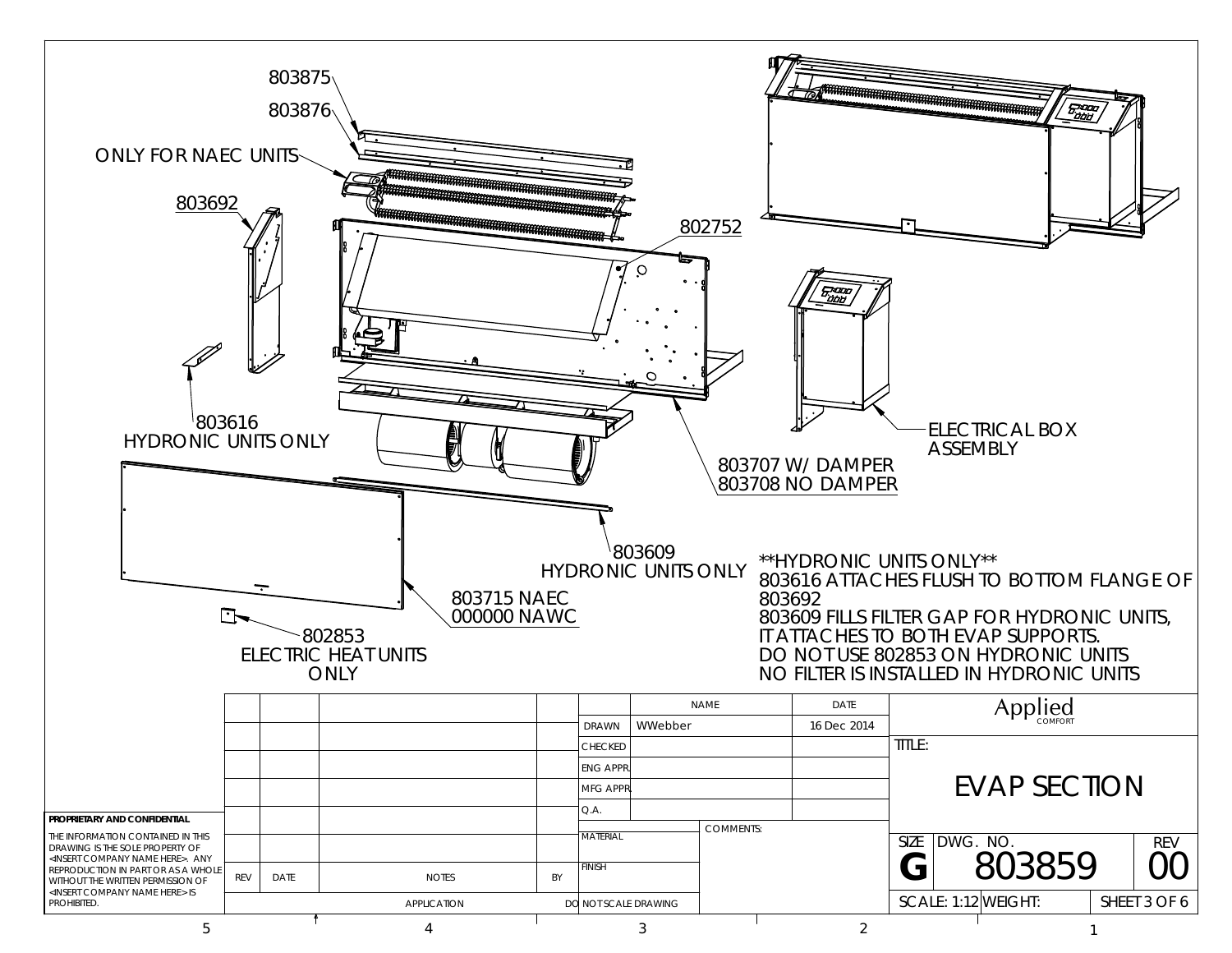803875

803876

ONLY FOR NAEC UNITS

803692

802752

803616
HYDRONIC UNITS ONLY

ELECTRICAL BOX
ASSEMBLY

803707 W/ DAMPER
803708 NO DAMPER

803609
HYDRONIC UNITS ONLY

803715 NAEC
000000 NAWC

802853
ELECTRIC HEAT UNITS
ONLY

**HYDRONIC UNITS ONLY**
803616 ATTACHES FLUSH TO BOTTOM FLANGE OF 803692
803609 FILLS FILTER GAP FOR HYDRONIC UNITS, IT ATTACHES TO BOTH EVAP SUPPORTS.
DO NOT USE 802853 ON HYDRONIC UNITS
NO FILTER IS INSTALLED IN HYDRONIC UNITS

**PROPRIETARY AND CONFIDENTIAL**

THE INFORMATION CONTAINED IN THIS DRAWING IS THE SOLE PROPERTY OF <INSERT COMPANY NAME HERE>. ANY REPRODUCTION IN PART OR AS A WHOLE WITHOUT THE WRITTEN PERMISSION OF <INSERT COMPANY NAME HERE> IS PROHIBITED.

| REV | DATE | NOTES | BY |
|---|---|---|---|
| | | | |
| | | APPLICATION | |

| | NAME | DATE |
|---|---|---|
| DRAWN | WWebber | 16 Dec 2014 |
| CHECKED | | |
| ENG APPR. | | |
| MFG APPR. | | |
| Q.A. | | |
| MATERIAL | COMMENTS: | |
| FINISH | | |
| DO NOT SCALE DRAWING | | |

Applied COMFORT

TITLE: EVAP SECTION

| SIZE | DWG. NO. | REV |
|---|---|---|
| G | 803859 | 00 |
| SCALE: 1:12 | WEIGHT: | SHEET 3 OF 6 |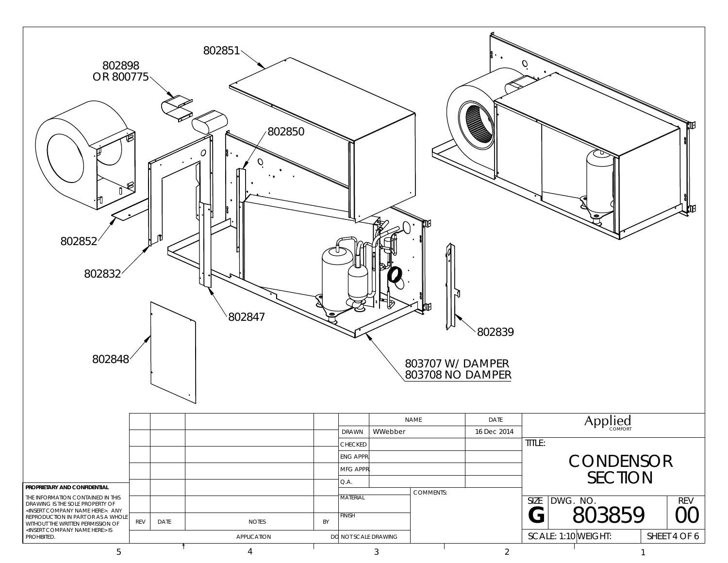802851

802898
OR 800775

802850

802852

802832

802847

802839

802848

803707 W/ DAMPER
803708 NO DAMPER

| REV | DATE | NOTES | BY |
|---|---|---|---|
| | | | |
| | | | |
| | | | |
| | | | |
| | | | |
| | | | |

APPLICATION

| | NAME | DATE |
|---|---|---|
| DRAWN | WWebber | 16 Dec 2014 |
| CHECKED | | |
| ENG APPR. | | |
| MFG APPR. | | |
| Q.A. | | |

MATERIAL

FINISH

COMMENTS:

DO NOT SCALE DRAWING

**PROPRIETARY AND CONFIDENTIAL**

THE INFORMATION CONTAINED IN THIS DRAWING IS THE SOLE PROPERTY OF <INSERT COMPANY NAME HERE>. ANY REPRODUCTION IN PART OR AS A WHOLE WITHOUT THE WRITTEN PERMISSION OF <INSERT COMPANY NAME HERE> IS PROHIBITED.

Applied COMFORT

TITLE:

# CONDENSOR SECTION

| SIZE | DWG. NO. | REV |
|---|---|---|
| G | 803859 | 00 |

SCALE: 1:10 WEIGHT: SHEET 4 OF 6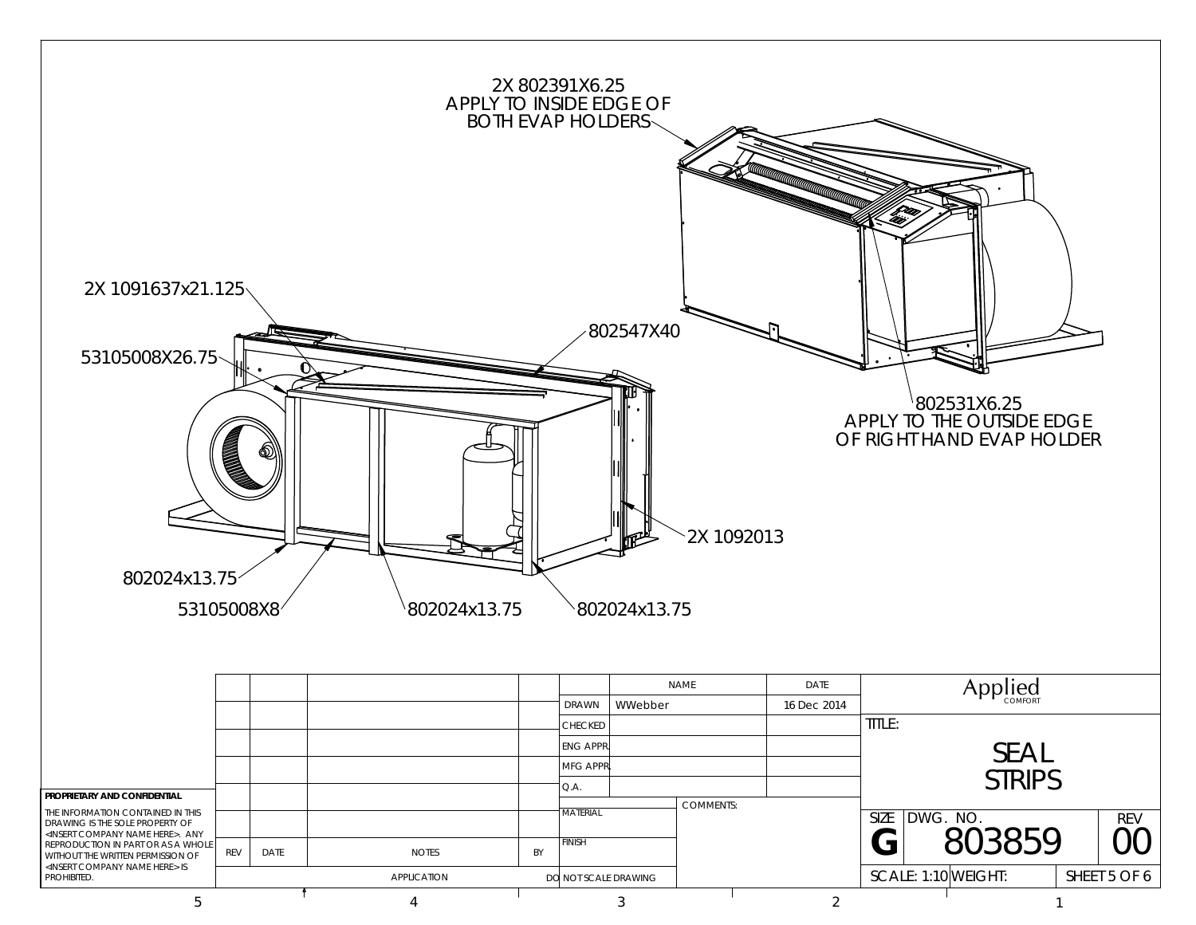2X 802391X6.25
APPLY TO INSIDE EDGE OF
BOTH EVAP HOLDERS

802531X6.25
APPLY TO THE OUTSIDE EDGE
OF RIGHT HAND EVAP HOLDER

2X 1091637x21.125

53105008X26.75

802547X40

2X 1092013

802024x13.75

53105008X8

802024x13.75

802024x13.75

**PROPRIETARY AND CONFIDENTIAL**

THE INFORMATION CONTAINED IN THIS DRAWING IS THE SOLE PROPERTY OF <INSERT COMPANY NAME HERE>. ANY REPRODUCTION IN PART OR AS A WHOLE WITHOUT THE WRITTEN PERMISSION OF <INSERT COMPANY NAME HERE> IS PROHIBITED.

| REV | DATE | NOTES | BY |
|---|---|---|---|
| | | APPLICATION | |

| | NAME | DATE |
|---|---|---|
| DRAWN | WWebber | 16 Dec 2014 |
| CHECKED | | |
| ENG APPR. | | |
| MFG APPR. | | |
| Q.A. | | |
| MATERIAL | COMMENTS: | |
| FINISH | | |

DO NOT SCALE DRAWING

Applied COMFORT

TITLE: SEAL STRIPS

| SIZE | DWG. NO. | REV |
|---|---|---|
| G | 803859 | 00 |

SCALE: 1:10 | WEIGHT: | SHEET 5 OF 6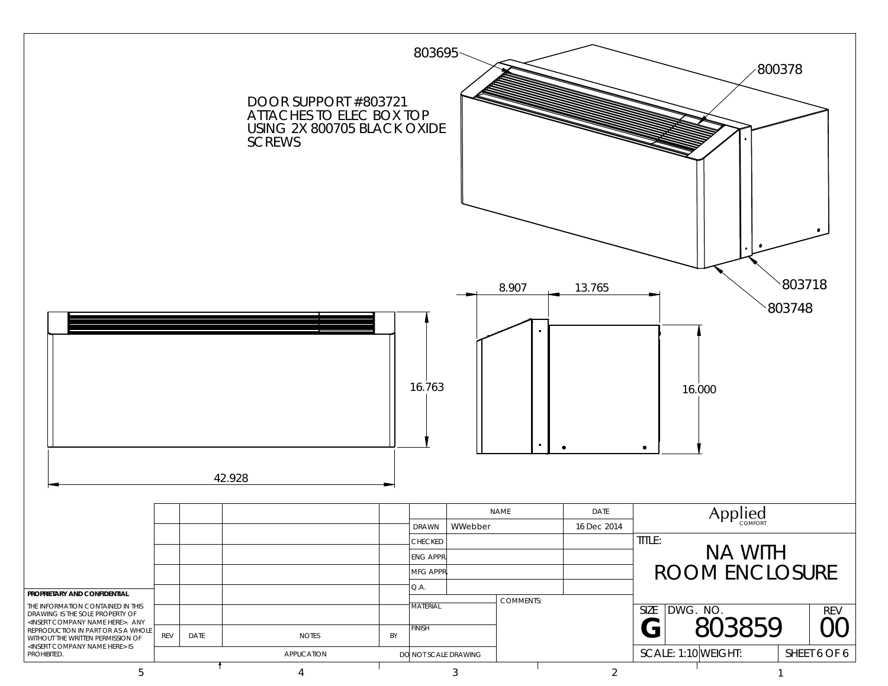DOOR SUPPORT #803721 ATTACHES TO ELEC BOX TOP USING 2X 800705 BLACK OXIDE SCREWS

803695

800378

803718

803748

8.907

13.765

16.763

16.000

42.928

| REV | DATE | NOTES | BY |
|---|---|---|---|
| | | | |
| | | | |
| | | | |
| | | | |
| | | | |
| | | | |

APPLICATION

| | NAME | DATE |
|---|---|---|
| DRAWN | WWebber | 16 Dec 2014 |
| CHECKED | | |
| ENG APPR. | | |
| MFG APPR. | | |
| Q.A. | | |

MATERIAL

FINISH

COMMENTS:

DO NOT SCALE DRAWING

**PROPRIETARY AND CONFIDENTIAL**

THE INFORMATION CONTAINED IN THIS DRAWING IS THE SOLE PROPERTY OF <INSERT COMPANY NAME HERE>. ANY REPRODUCTION IN PART OR AS A WHOLE WITHOUT THE WRITTEN PERMISSION OF <INSERT COMPANY NAME HERE> IS PROHIBITED.

Applied COMFORT

TITLE:

# NA WITH ROOM ENCLOSURE

SIZE **G**

DWG. NO. 803859

REV 00

SCALE: 1:10

WEIGHT:

SHEET 6 OF 6

5 4 3 2 1